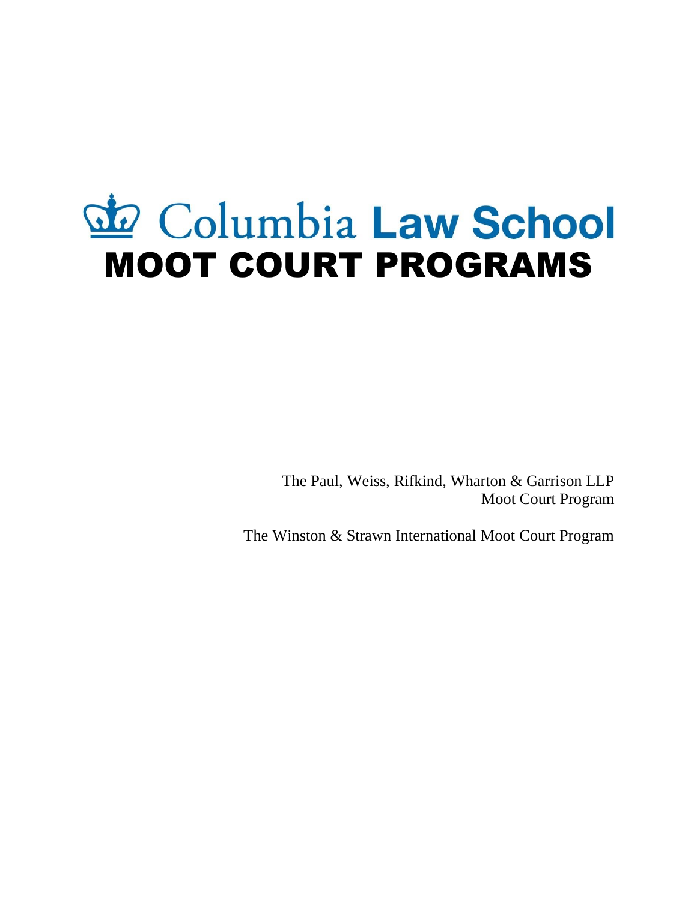# Columbia Law School

# MOOT COURT PROGRAMS

The Paul, Weiss, Rifkind, Wharton & Garrison LLP Moot Court Program

The Winston & Strawn International Moot Court Program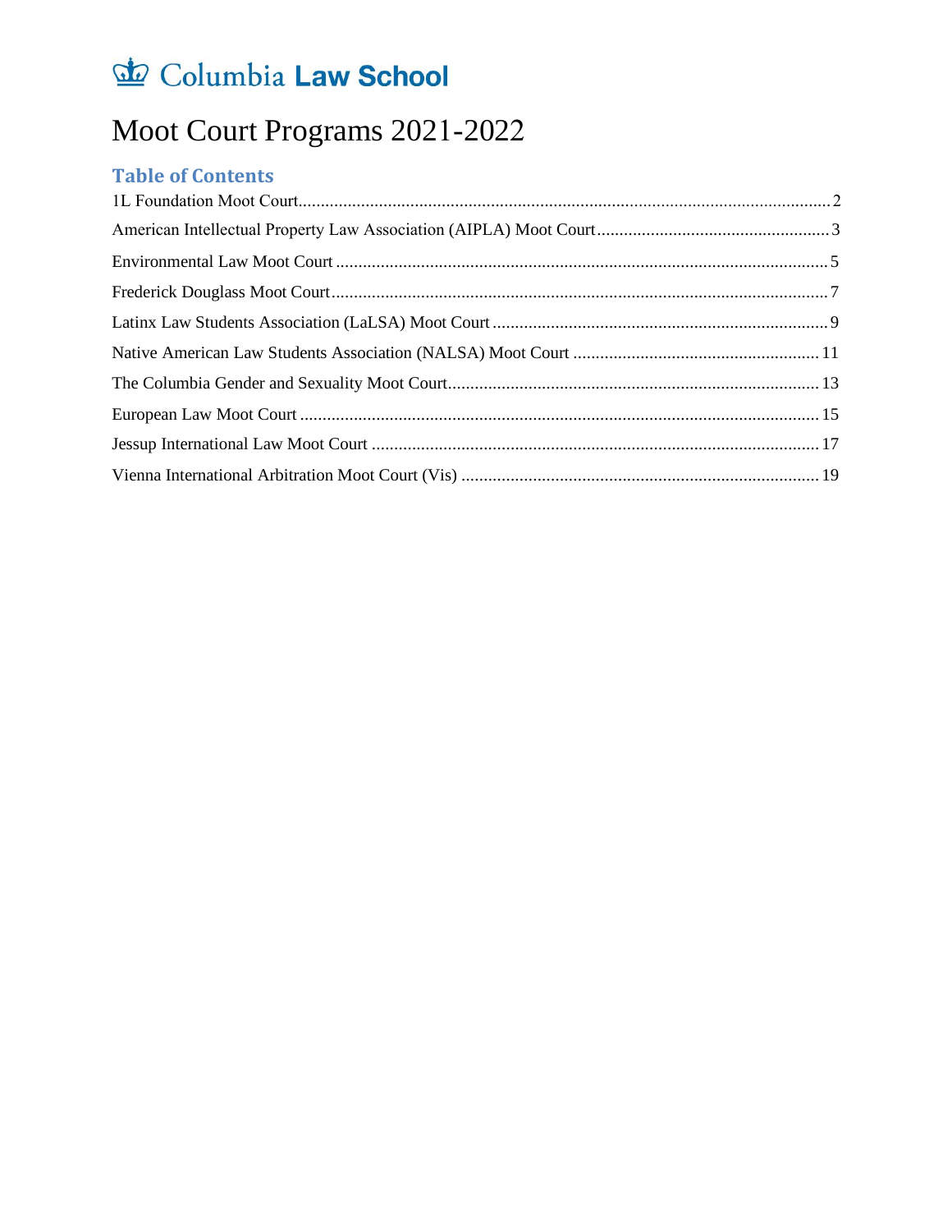# Columbia Law School

# Moot Court Programs 2021-2022

## Table of Contents

1L Foundation Moot Court .......... 2

American Intellectual Property Law Association (AIPLA) Moot Court .......... 3

Environmental Law Moot Court .......... 5

Frederick Douglass Moot Court .......... 7

Latinx Law Students Association (LaLSA) Moot Court .......... 9

Native American Law Students Association (NALSA) Moot Court .......... 11

The Columbia Gender and Sexuality Moot Court .......... 13

European Law Moot Court .......... 15

Jessup International Law Moot Court .......... 17

Vienna International Arbitration Moot Court (Vis) .......... 19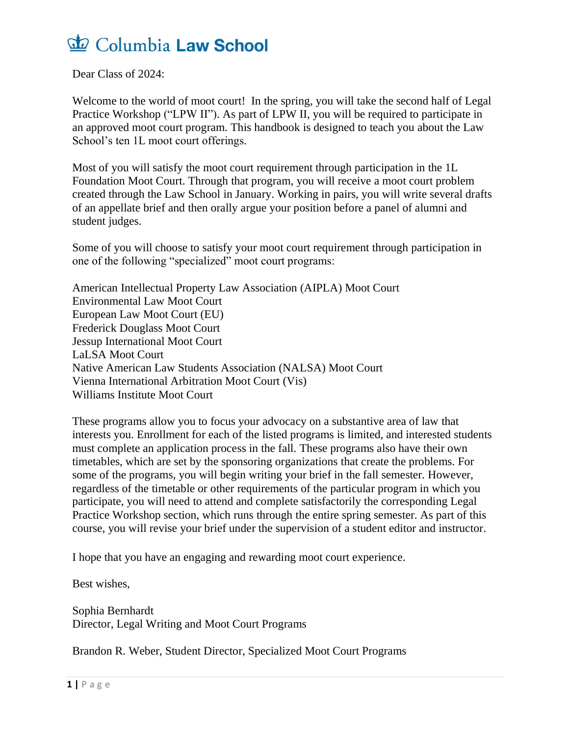Columbia **Law School**

Dear Class of 2024:

Welcome to the world of moot court! In the spring, you will take the second half of Legal Practice Workshop ("LPW II"). As part of LPW II, you will be required to participate in an approved moot court program. This handbook is designed to teach you about the Law School's ten 1L moot court offerings.

Most of you will satisfy the moot court requirement through participation in the 1L Foundation Moot Court. Through that program, you will receive a moot court problem created through the Law School in January. Working in pairs, you will write several drafts of an appellate brief and then orally argue your position before a panel of alumni and student judges.

Some of you will choose to satisfy your moot court requirement through participation in one of the following "specialized" moot court programs:

American Intellectual Property Law Association (AIPLA) Moot Court
Environmental Law Moot Court
European Law Moot Court (EU)
Frederick Douglass Moot Court
Jessup International Moot Court
LaLSA Moot Court
Native American Law Students Association (NALSA) Moot Court
Vienna International Arbitration Moot Court (Vis)
Williams Institute Moot Court

These programs allow you to focus your advocacy on a substantive area of law that interests you. Enrollment for each of the listed programs is limited, and interested students must complete an application process in the fall. These programs also have their own timetables, which are set by the sponsoring organizations that create the problems. For some of the programs, you will begin writing your brief in the fall semester. However, regardless of the timetable or other requirements of the particular program in which you participate, you will need to attend and complete satisfactorily the corresponding Legal Practice Workshop section, which runs through the entire spring semester. As part of this course, you will revise your brief under the supervision of a student editor and instructor.

I hope that you have an engaging and rewarding moot court experience.

Best wishes,

Sophia Bernhardt
Director, Legal Writing and Moot Court Programs

Brandon R. Weber, Student Director, Specialized Moot Court Programs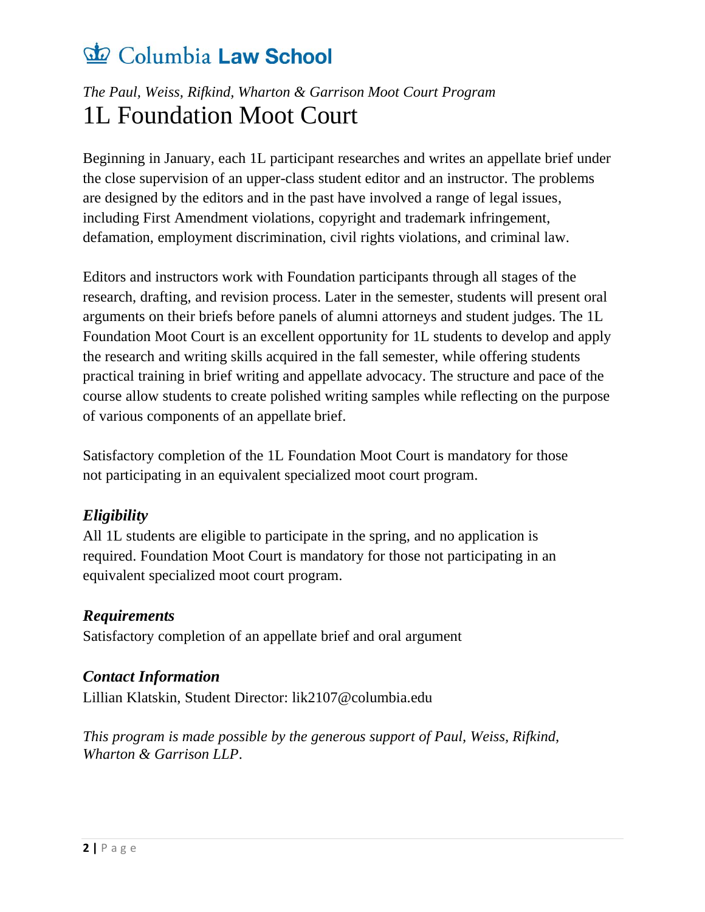Columbia **Law School**

*The Paul, Weiss, Rifkind, Wharton & Garrison Moot Court Program*

# 1L Foundation Moot Court

Beginning in January, each 1L participant researches and writes an appellate brief under the close supervision of an upper-class student editor and an instructor. The problems are designed by the editors and in the past have involved a range of legal issues, including First Amendment violations, copyright and trademark infringement, defamation, employment discrimination, civil rights violations, and criminal law.

Editors and instructors work with Foundation participants through all stages of the research, drafting, and revision process. Later in the semester, students will present oral arguments on their briefs before panels of alumni attorneys and student judges. The 1L Foundation Moot Court is an excellent opportunity for 1L students to develop and apply the research and writing skills acquired in the fall semester, while offering students practical training in brief writing and appellate advocacy. The structure and pace of the course allow students to create polished writing samples while reflecting on the purpose of various components of an appellate brief.

Satisfactory completion of the 1L Foundation Moot Court is mandatory for those not participating in an equivalent specialized moot court program.

### *Eligibility*

All 1L students are eligible to participate in the spring, and no application is required. Foundation Moot Court is mandatory for those not participating in an equivalent specialized moot court program.

### *Requirements*

Satisfactory completion of an appellate brief and oral argument

### *Contact Information*

Lillian Klatskin, Student Director: lik2107@columbia.edu

*This program is made possible by the generous support of Paul, Weiss, Rifkind, Wharton & Garrison LLP.*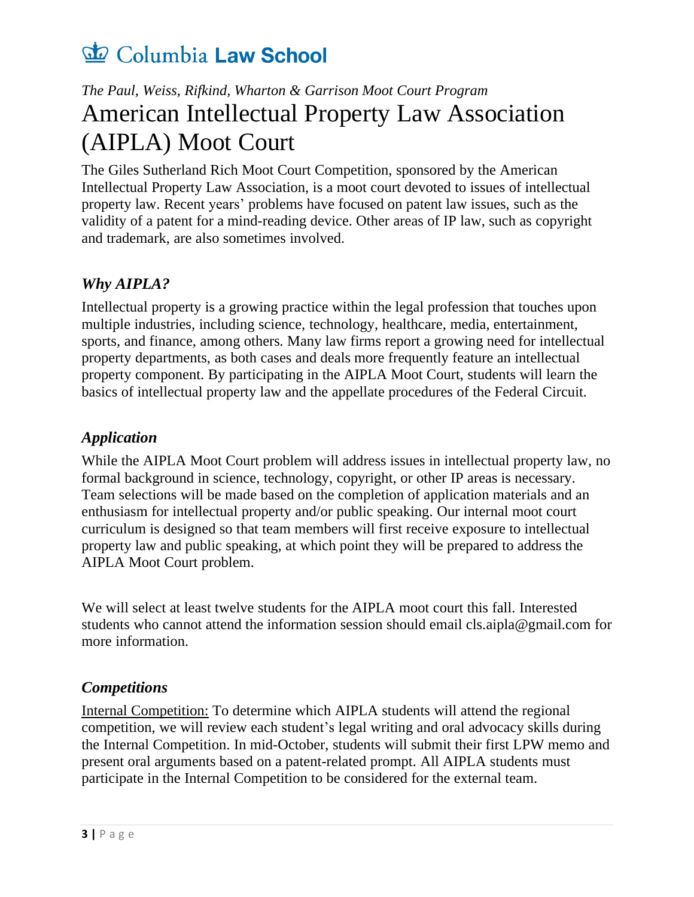# Columbia Law School

*The Paul, Weiss, Rifkind, Wharton & Garrison Moot Court Program*

# American Intellectual Property Law Association (AIPLA) Moot Court

The Giles Sutherland Rich Moot Court Competition, sponsored by the American Intellectual Property Law Association, is a moot court devoted to issues of intellectual property law. Recent years' problems have focused on patent law issues, such as the validity of a patent for a mind-reading device. Other areas of IP law, such as copyright and trademark, are also sometimes involved.

## *Why AIPLA?*

Intellectual property is a growing practice within the legal profession that touches upon multiple industries, including science, technology, healthcare, media, entertainment, sports, and finance, among others. Many law firms report a growing need for intellectual property departments, as both cases and deals more frequently feature an intellectual property component. By participating in the AIPLA Moot Court, students will learn the basics of intellectual property law and the appellate procedures of the Federal Circuit.

## *Application*

While the AIPLA Moot Court problem will address issues in intellectual property law, no formal background in science, technology, copyright, or other IP areas is necessary. Team selections will be made based on the completion of application materials and an enthusiasm for intellectual property and/or public speaking. Our internal moot court curriculum is designed so that team members will first receive exposure to intellectual property law and public speaking, at which point they will be prepared to address the AIPLA Moot Court problem.

We will select at least twelve students for the AIPLA moot court this fall. Interested students who cannot attend the information session should email cls.aipla@gmail.com for more information.

## *Competitions*

<u>Internal Competition:</u> To determine which AIPLA students will attend the regional competition, we will review each student's legal writing and oral advocacy skills during the Internal Competition. In mid-October, students will submit their first LPW memo and present oral arguments based on a patent-related prompt. All AIPLA students must participate in the Internal Competition to be considered for the external team.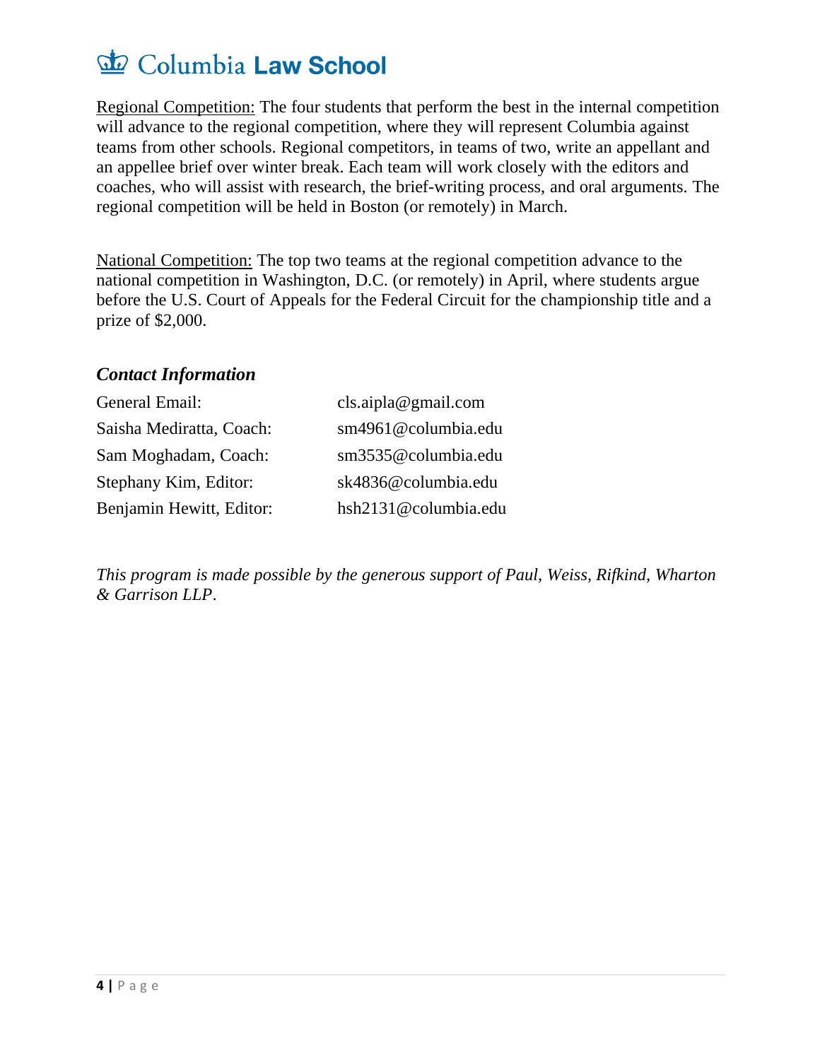Regional Competition: The four students that perform the best in the internal competition will advance to the regional competition, where they will represent Columbia against teams from other schools. Regional competitors, in teams of two, write an appellant and an appellee brief over winter break. Each team will work closely with the editors and coaches, who will assist with research, the brief-writing process, and oral arguments. The regional competition will be held in Boston (or remotely) in March.

National Competition: The top two teams at the regional competition advance to the national competition in Washington, D.C. (or remotely) in April, where students argue before the U.S. Court of Appeals for the Federal Circuit for the championship title and a prize of $2,000.

### *Contact Information*

| | |
|---|---|
| General Email: | cls.aipla@gmail.com |
| Saisha Mediratta, Coach: | sm4961@columbia.edu |
| Sam Moghadam, Coach: | sm3535@columbia.edu |
| Stephany Kim, Editor: | sk4836@columbia.edu |
| Benjamin Hewitt, Editor: | hsh2131@columbia.edu |

*This program is made possible by the generous support of Paul, Weiss, Rifkind, Wharton & Garrison LLP.*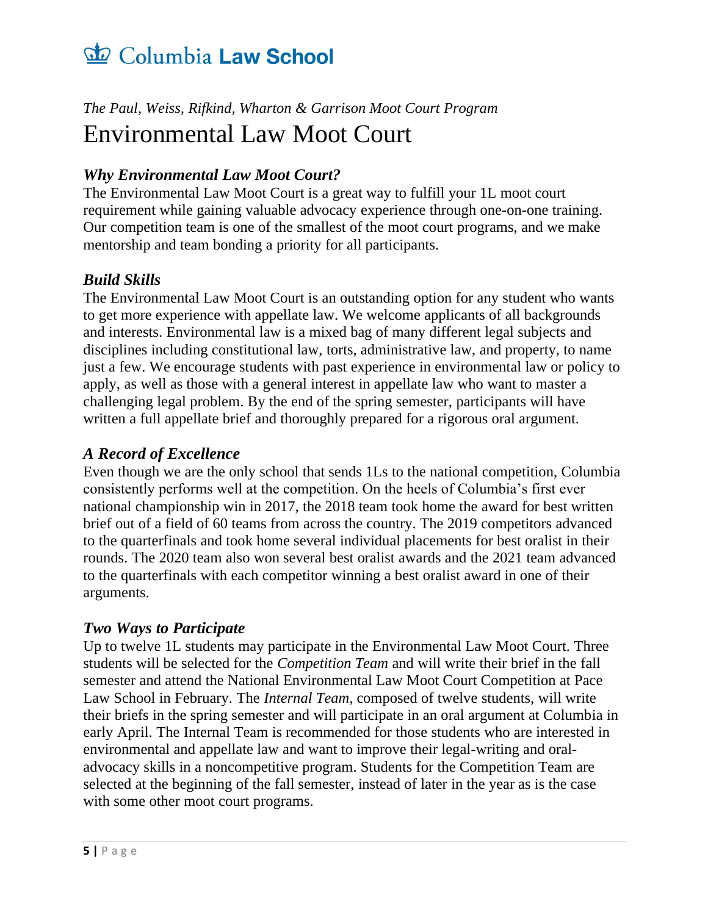# Columbia Law School

*The Paul, Weiss, Rifkind, Wharton & Garrison Moot Court Program*

# Environmental Law Moot Court

### *Why Environmental Law Moot Court?*

The Environmental Law Moot Court is a great way to fulfill your 1L moot court requirement while gaining valuable advocacy experience through one-on-one training. Our competition team is one of the smallest of the moot court programs, and we make mentorship and team bonding a priority for all participants.

### *Build Skills*

The Environmental Law Moot Court is an outstanding option for any student who wants to get more experience with appellate law. We welcome applicants of all backgrounds and interests. Environmental law is a mixed bag of many different legal subjects and disciplines including constitutional law, torts, administrative law, and property, to name just a few. We encourage students with past experience in environmental law or policy to apply, as well as those with a general interest in appellate law who want to master a challenging legal problem. By the end of the spring semester, participants will have written a full appellate brief and thoroughly prepared for a rigorous oral argument.

### *A Record of Excellence*

Even though we are the only school that sends 1Ls to the national competition, Columbia consistently performs well at the competition. On the heels of Columbia's first ever national championship win in 2017, the 2018 team took home the award for best written brief out of a field of 60 teams from across the country. The 2019 competitors advanced to the quarterfinals and took home several individual placements for best oralist in their rounds. The 2020 team also won several best oralist awards and the 2021 team advanced to the quarterfinals with each competitor winning a best oralist award in one of their arguments.

### *Two Ways to Participate*

Up to twelve 1L students may participate in the Environmental Law Moot Court. Three students will be selected for the *Competition Team* and will write their brief in the fall semester and attend the National Environmental Law Moot Court Competition at Pace Law School in February. The *Internal Team*, composed of twelve students, will write their briefs in the spring semester and will participate in an oral argument at Columbia in early April. The Internal Team is recommended for those students who are interested in environmental and appellate law and want to improve their legal-writing and oral-advocacy skills in a noncompetitive program. Students for the Competition Team are selected at the beginning of the fall semester, instead of later in the year as is the case with some other moot court programs.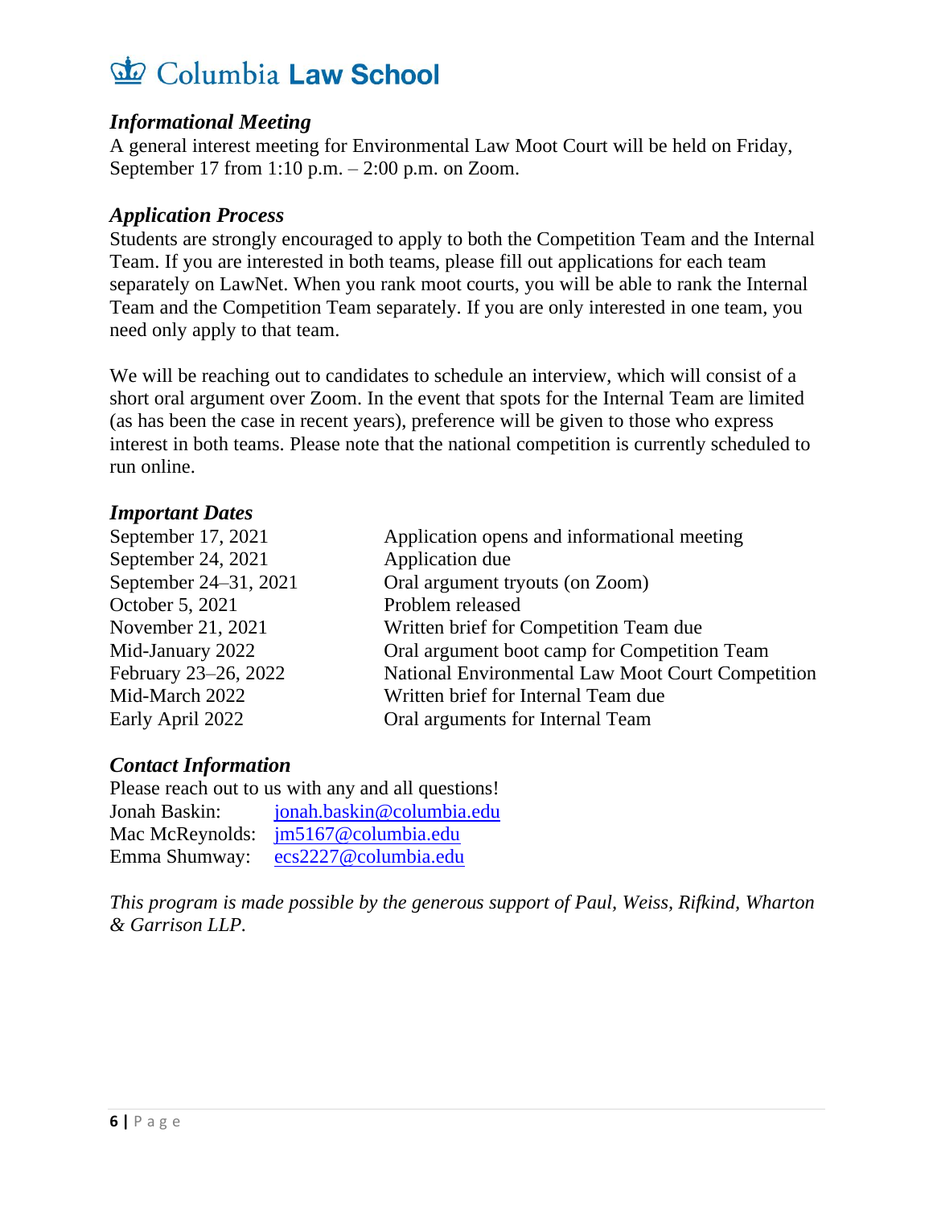### *Informational Meeting*

A general interest meeting for Environmental Law Moot Court will be held on Friday, September 17 from 1:10 p.m. – 2:00 p.m. on Zoom.

### *Application Process*

Students are strongly encouraged to apply to both the Competition Team and the Internal Team. If you are interested in both teams, please fill out applications for each team separately on LawNet. When you rank moot courts, you will be able to rank the Internal Team and the Competition Team separately. If you are only interested in one team, you need only apply to that team.

We will be reaching out to candidates to schedule an interview, which will consist of a short oral argument over Zoom. In the event that spots for the Internal Team are limited (as has been the case in recent years), preference will be given to those who express interest in both teams. Please note that the national competition is currently scheduled to run online.

### *Important Dates*

| | |
|---|---|
| September 17, 2021 | Application opens and informational meeting |
| September 24, 2021 | Application due |
| September 24–31, 2021 | Oral argument tryouts (on Zoom) |
| October 5, 2021 | Problem released |
| November 21, 2021 | Written brief for Competition Team due |
| Mid-January 2022 | Oral argument boot camp for Competition Team |
| February 23–26, 2022 | National Environmental Law Moot Court Competition |
| Mid-March 2022 | Written brief for Internal Team due |
| Early April 2022 | Oral arguments for Internal Team |

### *Contact Information*

Please reach out to us with any and all questions!

| | |
|---|---|
| Jonah Baskin: | jonah.baskin@columbia.edu |
| Mac McReynolds: | jm5167@columbia.edu |
| Emma Shumway: | ecs2227@columbia.edu |

*This program is made possible by the generous support of Paul, Weiss, Rifkind, Wharton & Garrison LLP.*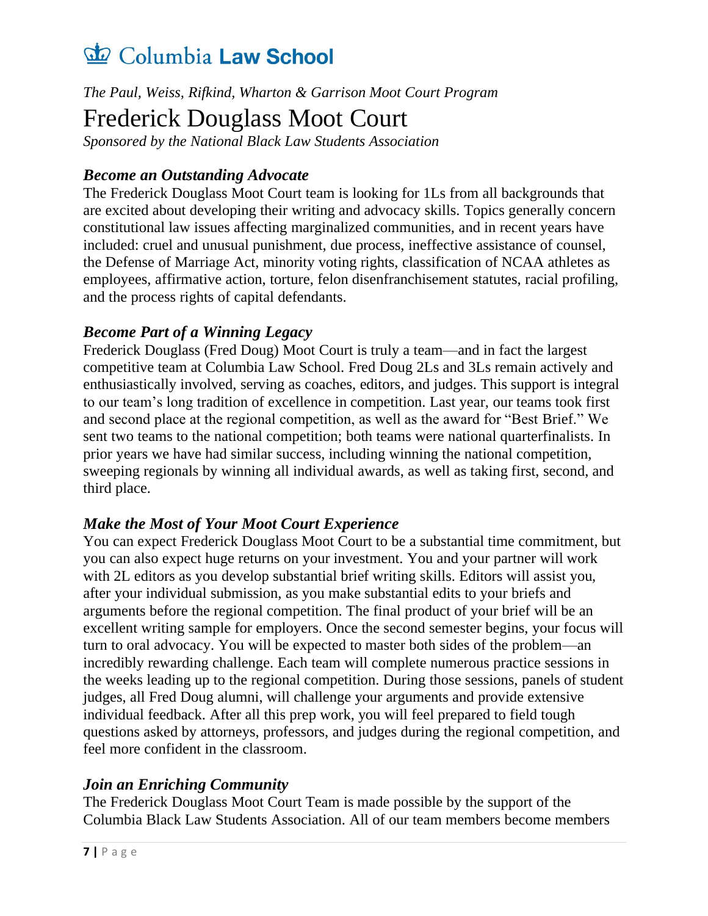Columbia **Law School**

*The Paul, Weiss, Rifkind, Wharton & Garrison Moot Court Program*

# Frederick Douglass Moot Court

*Sponsored by the National Black Law Students Association*

### *Become an Outstanding Advocate*

The Frederick Douglass Moot Court team is looking for 1Ls from all backgrounds that are excited about developing their writing and advocacy skills. Topics generally concern constitutional law issues affecting marginalized communities, and in recent years have included: cruel and unusual punishment, due process, ineffective assistance of counsel, the Defense of Marriage Act, minority voting rights, classification of NCAA athletes as employees, affirmative action, torture, felon disenfranchisement statutes, racial profiling, and the process rights of capital defendants.

### *Become Part of a Winning Legacy*

Frederick Douglass (Fred Doug) Moot Court is truly a team—and in fact the largest competitive team at Columbia Law School. Fred Doug 2Ls and 3Ls remain actively and enthusiastically involved, serving as coaches, editors, and judges. This support is integral to our team's long tradition of excellence in competition. Last year, our teams took first and second place at the regional competition, as well as the award for "Best Brief." We sent two teams to the national competition; both teams were national quarterfinalists. In prior years we have had similar success, including winning the national competition, sweeping regionals by winning all individual awards, as well as taking first, second, and third place.

### *Make the Most of Your Moot Court Experience*

You can expect Frederick Douglass Moot Court to be a substantial time commitment, but you can also expect huge returns on your investment. You and your partner will work with 2L editors as you develop substantial brief writing skills. Editors will assist you, after your individual submission, as you make substantial edits to your briefs and arguments before the regional competition. The final product of your brief will be an excellent writing sample for employers. Once the second semester begins, your focus will turn to oral advocacy. You will be expected to master both sides of the problem—an incredibly rewarding challenge. Each team will complete numerous practice sessions in the weeks leading up to the regional competition. During those sessions, panels of student judges, all Fred Doug alumni, will challenge your arguments and provide extensive individual feedback. After all this prep work, you will feel prepared to field tough questions asked by attorneys, professors, and judges during the regional competition, and feel more confident in the classroom.

### *Join an Enriching Community*

The Frederick Douglass Moot Court Team is made possible by the support of the Columbia Black Law Students Association. All of our team members become members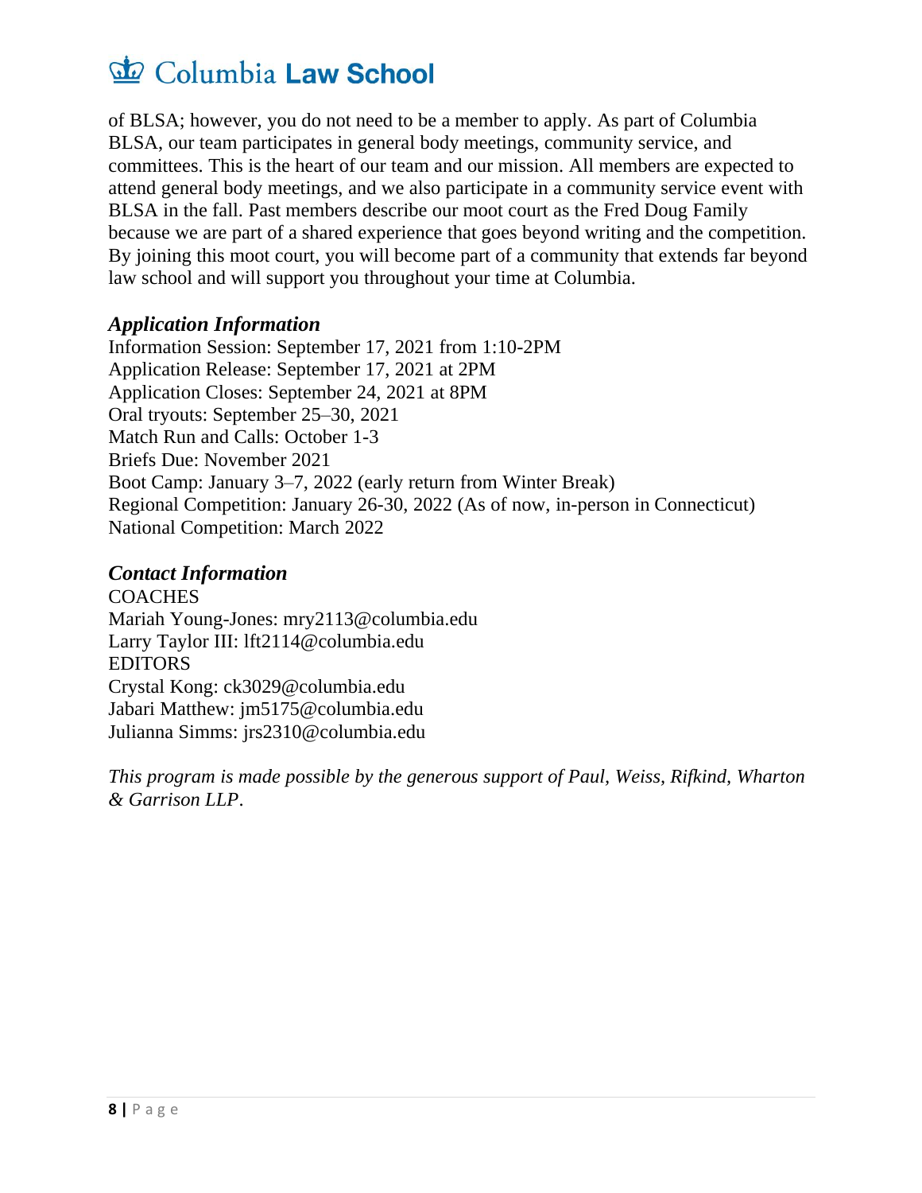of BLSA; however, you do not need to be a member to apply. As part of Columbia BLSA, our team participates in general body meetings, community service, and committees. This is the heart of our team and our mission. All members are expected to attend general body meetings, and we also participate in a community service event with BLSA in the fall. Past members describe our moot court as the Fred Doug Family because we are part of a shared experience that goes beyond writing and the competition. By joining this moot court, you will become part of a community that extends far beyond law school and will support you throughout your time at Columbia.

### *Application Information*

Information Session: September 17, 2021 from 1:10-2PM
Application Release: September 17, 2021 at 2PM
Application Closes: September 24, 2021 at 8PM
Oral tryouts: September 25–30, 2021
Match Run and Calls: October 1-3
Briefs Due: November 2021
Boot Camp: January 3–7, 2022 (early return from Winter Break)
Regional Competition: January 26-30, 2022 (As of now, in-person in Connecticut)
National Competition: March 2022

### *Contact Information*

COACHES
Mariah Young-Jones: mry2113@columbia.edu
Larry Taylor III: lft2114@columbia.edu
EDITORS
Crystal Kong: ck3029@columbia.edu
Jabari Matthew: jm5175@columbia.edu
Julianna Simms: jrs2310@columbia.edu

*This program is made possible by the generous support of Paul, Weiss, Rifkind, Wharton & Garrison LLP*.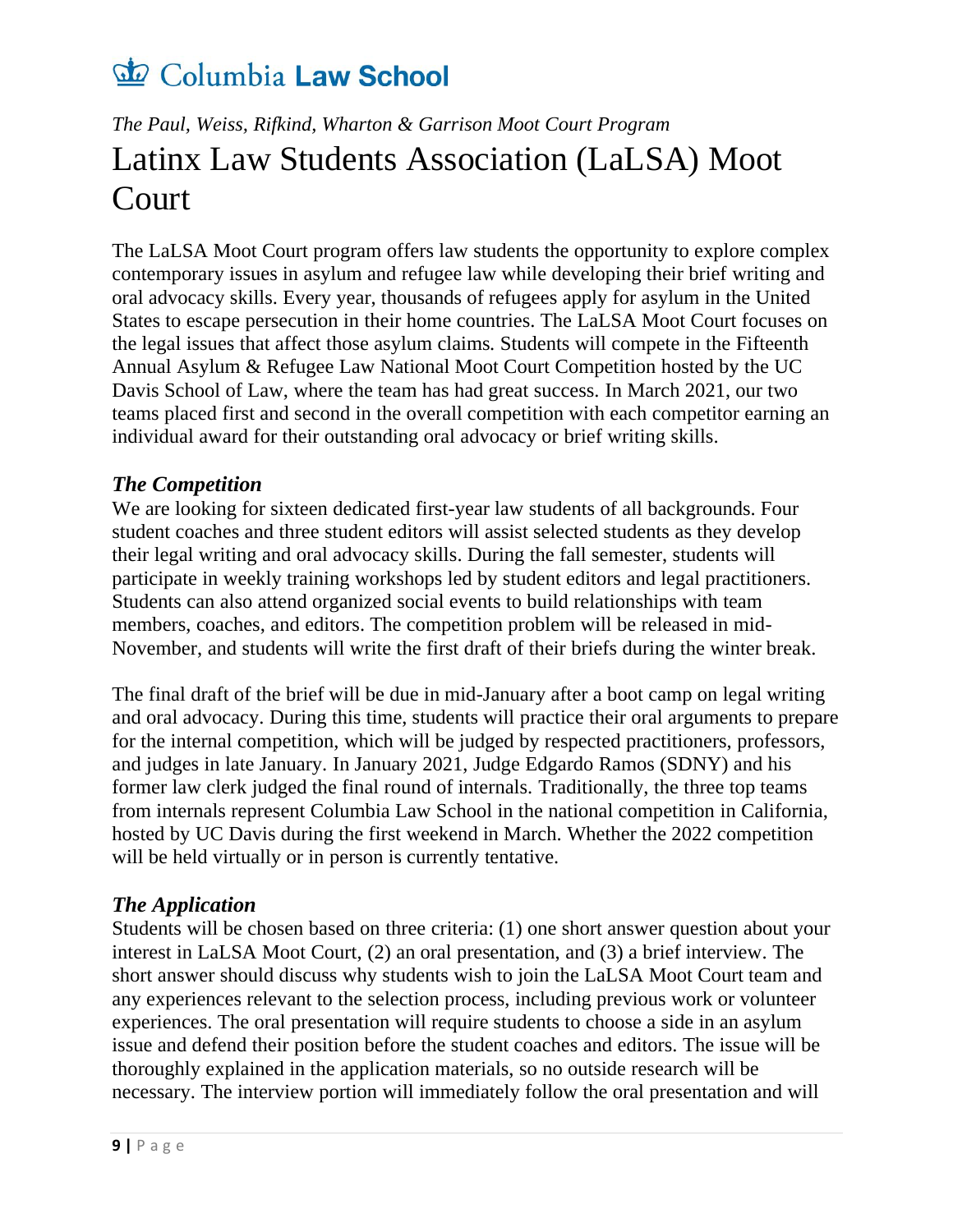Columbia **Law School**

*The Paul, Weiss, Rifkind, Wharton & Garrison Moot Court Program*

# Latinx Law Students Association (LaLSA) Moot Court

The LaLSA Moot Court program offers law students the opportunity to explore complex contemporary issues in asylum and refugee law while developing their brief writing and oral advocacy skills. Every year, thousands of refugees apply for asylum in the United States to escape persecution in their home countries. The LaLSA Moot Court focuses on the legal issues that affect those asylum claims. Students will compete in the Fifteenth Annual Asylum & Refugee Law National Moot Court Competition hosted by the UC Davis School of Law, where the team has had great success. In March 2021, our two teams placed first and second in the overall competition with each competitor earning an individual award for their outstanding oral advocacy or brief writing skills.

### *The Competition*

We are looking for sixteen dedicated first-year law students of all backgrounds. Four student coaches and three student editors will assist selected students as they develop their legal writing and oral advocacy skills. During the fall semester, students will participate in weekly training workshops led by student editors and legal practitioners. Students can also attend organized social events to build relationships with team members, coaches, and editors. The competition problem will be released in mid-November, and students will write the first draft of their briefs during the winter break.

The final draft of the brief will be due in mid-January after a boot camp on legal writing and oral advocacy. During this time, students will practice their oral arguments to prepare for the internal competition, which will be judged by respected practitioners, professors, and judges in late January. In January 2021, Judge Edgardo Ramos (SDNY) and his former law clerk judged the final round of internals. Traditionally, the three top teams from internals represent Columbia Law School in the national competition in California, hosted by UC Davis during the first weekend in March. Whether the 2022 competition will be held virtually or in person is currently tentative.

### *The Application*

Students will be chosen based on three criteria: (1) one short answer question about your interest in LaLSA Moot Court, (2) an oral presentation, and (3) a brief interview. The short answer should discuss why students wish to join the LaLSA Moot Court team and any experiences relevant to the selection process, including previous work or volunteer experiences. The oral presentation will require students to choose a side in an asylum issue and defend their position before the student coaches and editors. The issue will be thoroughly explained in the application materials, so no outside research will be necessary. The interview portion will immediately follow the oral presentation and will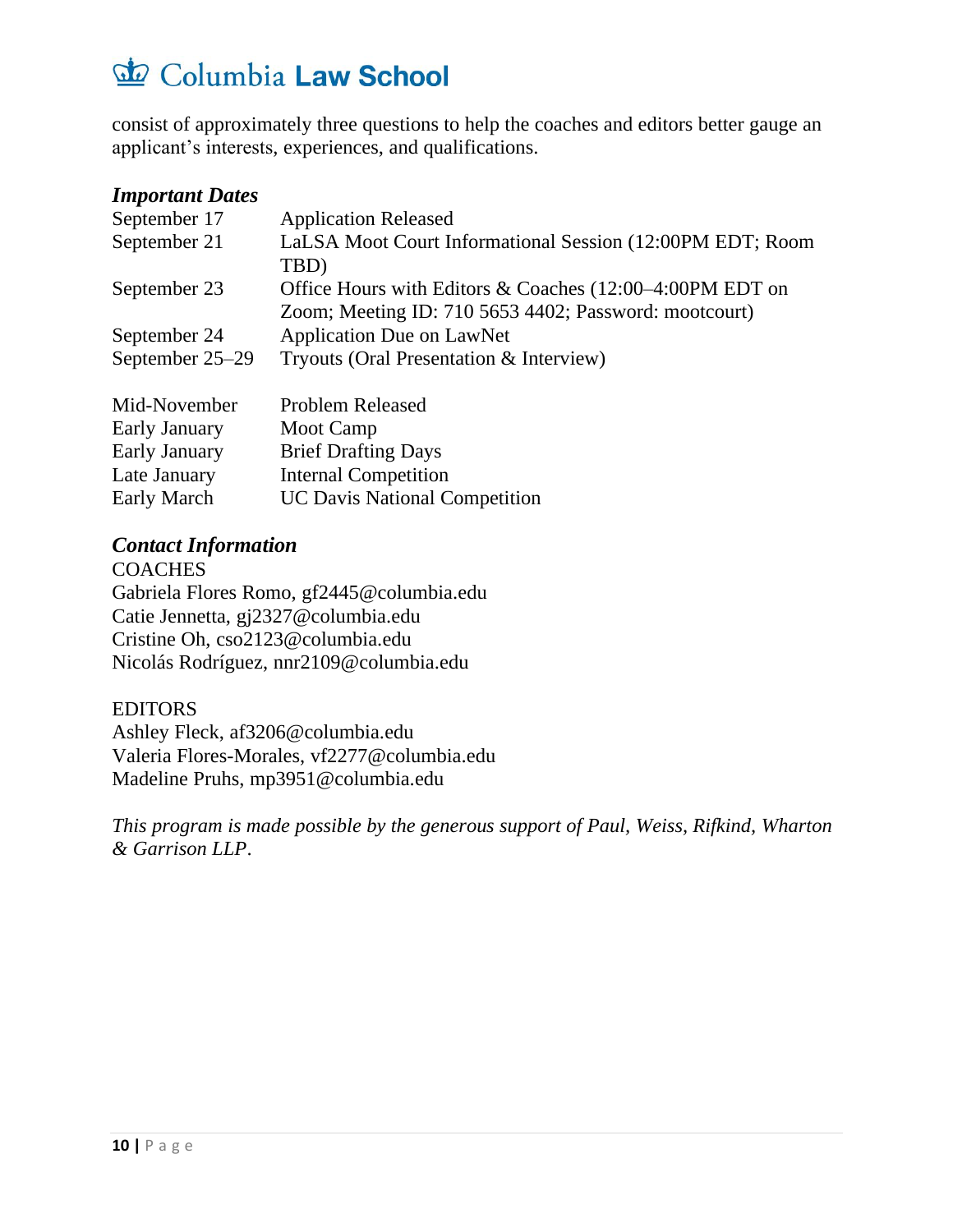consist of approximately three questions to help the coaches and editors better gauge an applicant's interests, experiences, and qualifications.

### *Important Dates*

| | |
|---|---|
| September 17 | Application Released |
| September 21 | LaLSA Moot Court Informational Session (12:00PM EDT; Room TBD) |
| September 23 | Office Hours with Editors & Coaches (12:00–4:00PM EDT on Zoom; Meeting ID: 710 5653 4402; Password: mootcourt) |
| September 24 | Application Due on LawNet |
| September 25–29 | Tryouts (Oral Presentation & Interview) |
| | |
| Mid-November | Problem Released |
| Early January | Moot Camp |
| Early January | Brief Drafting Days |
| Late January | Internal Competition |
| Early March | UC Davis National Competition |

### *Contact Information*

COACHES
Gabriela Flores Romo, gf2445@columbia.edu
Catie Jennetta, gj2327@columbia.edu
Cristine Oh, cso2123@columbia.edu
Nicolás Rodríguez, nnr2109@columbia.edu

EDITORS
Ashley Fleck, af3206@columbia.edu
Valeria Flores-Morales, vf2277@columbia.edu
Madeline Pruhs, mp3951@columbia.edu

*This program is made possible by the generous support of Paul, Weiss, Rifkind, Wharton & Garrison LLP*.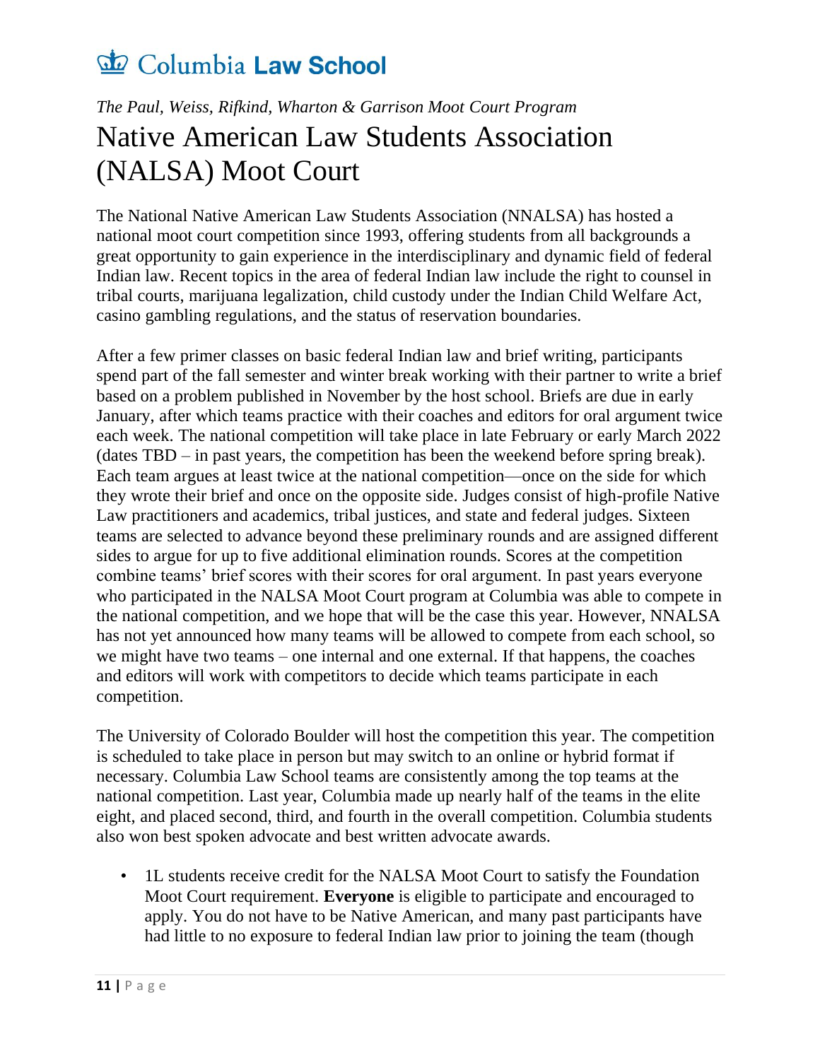# Columbia Law School

*The Paul, Weiss, Rifkind, Wharton & Garrison Moot Court Program*

# Native American Law Students Association (NALSA) Moot Court

The National Native American Law Students Association (NNALSA) has hosted a national moot court competition since 1993, offering students from all backgrounds a great opportunity to gain experience in the interdisciplinary and dynamic field of federal Indian law. Recent topics in the area of federal Indian law include the right to counsel in tribal courts, marijuana legalization, child custody under the Indian Child Welfare Act, casino gambling regulations, and the status of reservation boundaries.

After a few primer classes on basic federal Indian law and brief writing, participants spend part of the fall semester and winter break working with their partner to write a brief based on a problem published in November by the host school. Briefs are due in early January, after which teams practice with their coaches and editors for oral argument twice each week. The national competition will take place in late February or early March 2022 (dates TBD – in past years, the competition has been the weekend before spring break). Each team argues at least twice at the national competition—once on the side for which they wrote their brief and once on the opposite side. Judges consist of high-profile Native Law practitioners and academics, tribal justices, and state and federal judges. Sixteen teams are selected to advance beyond these preliminary rounds and are assigned different sides to argue for up to five additional elimination rounds. Scores at the competition combine teams' brief scores with their scores for oral argument. In past years everyone who participated in the NALSA Moot Court program at Columbia was able to compete in the national competition, and we hope that will be the case this year. However, NNALSA has not yet announced how many teams will be allowed to compete from each school, so we might have two teams – one internal and one external. If that happens, the coaches and editors will work with competitors to decide which teams participate in each competition.

The University of Colorado Boulder will host the competition this year. The competition is scheduled to take place in person but may switch to an online or hybrid format if necessary. Columbia Law School teams are consistently among the top teams at the national competition. Last year, Columbia made up nearly half of the teams in the elite eight, and placed second, third, and fourth in the overall competition. Columbia students also won best spoken advocate and best written advocate awards.

- 1L students receive credit for the NALSA Moot Court to satisfy the Foundation Moot Court requirement. **Everyone** is eligible to participate and encouraged to apply. You do not have to be Native American, and many past participants have had little to no exposure to federal Indian law prior to joining the team (though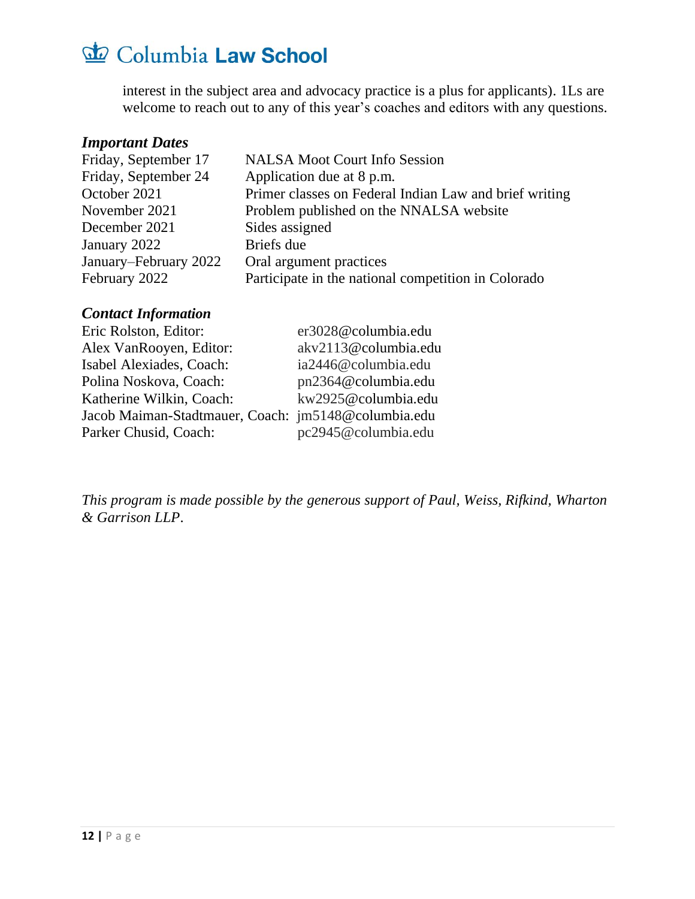interest in the subject area and advocacy practice is a plus for applicants). 1Ls are welcome to reach out to any of this year's coaches and editors with any questions.

### *Important Dates*

| | |
|---|---|
| Friday, September 17 | NALSA Moot Court Info Session |
| Friday, September 24 | Application due at 8 p.m. |
| October 2021 | Primer classes on Federal Indian Law and brief writing |
| November 2021 | Problem published on the NNALSA website |
| December 2021 | Sides assigned |
| January 2022 | Briefs due |
| January–February 2022 | Oral argument practices |
| February 2022 | Participate in the national competition in Colorado |

### *Contact Information*

| | |
|---|---|
| Eric Rolston, Editor: | er3028@columbia.edu |
| Alex VanRooyen, Editor: | akv2113@columbia.edu |
| Isabel Alexiades, Coach: | ia2446@columbia.edu |
| Polina Noskova, Coach: | pn2364@columbia.edu |
| Katherine Wilkin, Coach: | kw2925@columbia.edu |
| Jacob Maiman-Stadtmauer, Coach: | jm5148@columbia.edu |
| Parker Chusid, Coach: | pc2945@columbia.edu |

*This program is made possible by the generous support of Paul, Weiss, Rifkind, Wharton & Garrison LLP*.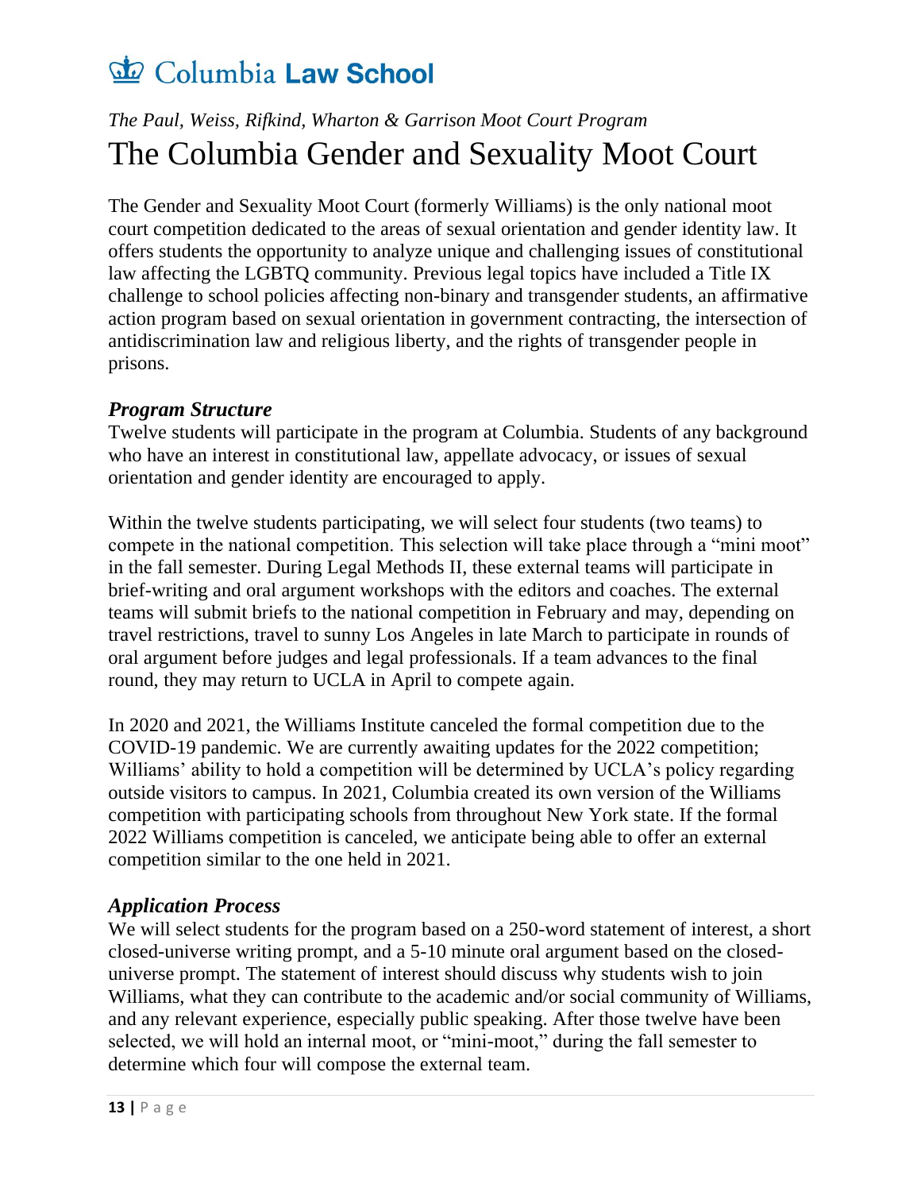Columbia **Law School**

*The Paul, Weiss, Rifkind, Wharton & Garrison Moot Court Program*

# The Columbia Gender and Sexuality Moot Court

The Gender and Sexuality Moot Court (formerly Williams) is the only national moot court competition dedicated to the areas of sexual orientation and gender identity law. It offers students the opportunity to analyze unique and challenging issues of constitutional law affecting the LGBTQ community. Previous legal topics have included a Title IX challenge to school policies affecting non-binary and transgender students, an affirmative action program based on sexual orientation in government contracting, the intersection of antidiscrimination law and religious liberty, and the rights of transgender people in prisons.

### *Program Structure*

Twelve students will participate in the program at Columbia. Students of any background who have an interest in constitutional law, appellate advocacy, or issues of sexual orientation and gender identity are encouraged to apply.

Within the twelve students participating, we will select four students (two teams) to compete in the national competition. This selection will take place through a "mini moot" in the fall semester. During Legal Methods II, these external teams will participate in brief-writing and oral argument workshops with the editors and coaches. The external teams will submit briefs to the national competition in February and may, depending on travel restrictions, travel to sunny Los Angeles in late March to participate in rounds of oral argument before judges and legal professionals. If a team advances to the final round, they may return to UCLA in April to compete again.

In 2020 and 2021, the Williams Institute canceled the formal competition due to the COVID-19 pandemic. We are currently awaiting updates for the 2022 competition; Williams' ability to hold a competition will be determined by UCLA's policy regarding outside visitors to campus. In 2021, Columbia created its own version of the Williams competition with participating schools from throughout New York state. If the formal 2022 Williams competition is canceled, we anticipate being able to offer an external competition similar to the one held in 2021.

### *Application Process*

We will select students for the program based on a 250-word statement of interest, a short closed-universe writing prompt, and a 5-10 minute oral argument based on the closed-universe prompt. The statement of interest should discuss why students wish to join Williams, what they can contribute to the academic and/or social community of Williams, and any relevant experience, especially public speaking. After those twelve have been selected, we will hold an internal moot, or "mini-moot," during the fall semester to determine which four will compose the external team.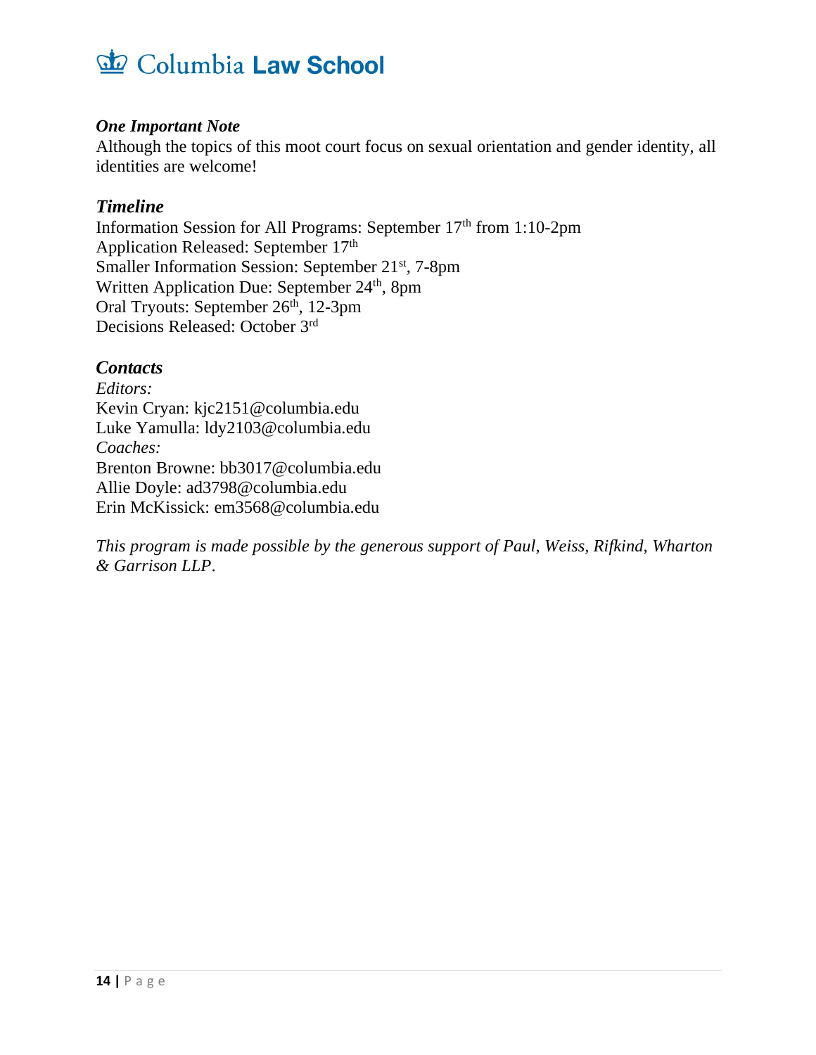### *One Important Note*

Although the topics of this moot court focus on sexual orientation and gender identity, all identities are welcome!

### *Timeline*

Information Session for All Programs: September 17th from 1:10-2pm
Application Released: September 17th
Smaller Information Session: September 21st, 7-8pm
Written Application Due: September 24th, 8pm
Oral Tryouts: September 26th, 12-3pm
Decisions Released: October 3rd

### *Contacts*

*Editors:*
Kevin Cryan: kjc2151@columbia.edu
Luke Yamulla: ldy2103@columbia.edu
*Coaches:*
Brenton Browne: bb3017@columbia.edu
Allie Doyle: ad3798@columbia.edu
Erin McKissick: em3568@columbia.edu

*This program is made possible by the generous support of Paul, Weiss, Rifkind, Wharton & Garrison LLP.*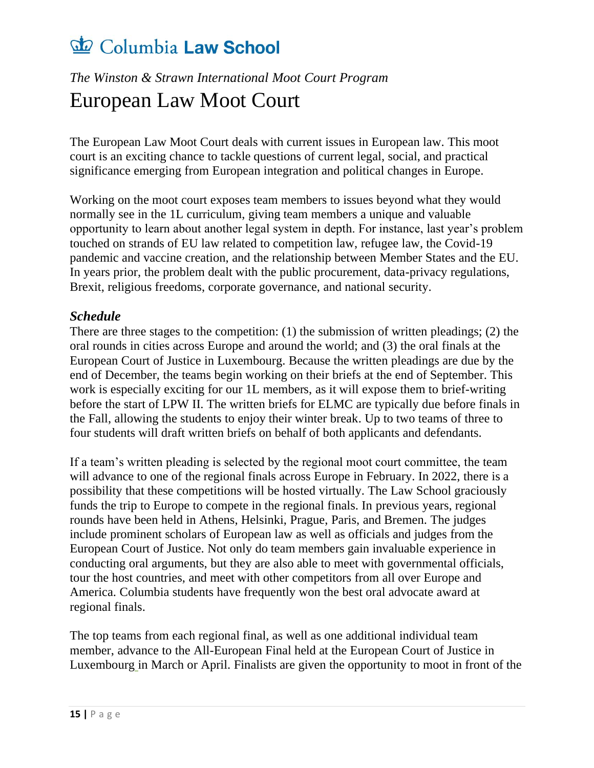# Columbia Law School

*The Winston & Strawn International Moot Court Program*

# European Law Moot Court

The European Law Moot Court deals with current issues in European law. This moot court is an exciting chance to tackle questions of current legal, social, and practical significance emerging from European integration and political changes in Europe.

Working on the moot court exposes team members to issues beyond what they would normally see in the 1L curriculum, giving team members a unique and valuable opportunity to learn about another legal system in depth. For instance, last year's problem touched on strands of EU law related to competition law, refugee law, the Covid-19 pandemic and vaccine creation, and the relationship between Member States and the EU. In years prior, the problem dealt with the public procurement, data-privacy regulations, Brexit, religious freedoms, corporate governance, and national security.

### *Schedule*

There are three stages to the competition: (1) the submission of written pleadings; (2) the oral rounds in cities across Europe and around the world; and (3) the oral finals at the European Court of Justice in Luxembourg. Because the written pleadings are due by the end of December, the teams begin working on their briefs at the end of September. This work is especially exciting for our 1L members, as it will expose them to brief-writing before the start of LPW II. The written briefs for ELMC are typically due before finals in the Fall, allowing the students to enjoy their winter break. Up to two teams of three to four students will draft written briefs on behalf of both applicants and defendants.

If a team's written pleading is selected by the regional moot court committee, the team will advance to one of the regional finals across Europe in February. In 2022, there is a possibility that these competitions will be hosted virtually. The Law School graciously funds the trip to Europe to compete in the regional finals. In previous years, regional rounds have been held in Athens, Helsinki, Prague, Paris, and Bremen. The judges include prominent scholars of European law as well as officials and judges from the European Court of Justice. Not only do team members gain invaluable experience in conducting oral arguments, but they are also able to meet with governmental officials, tour the host countries, and meet with other competitors from all over Europe and America. Columbia students have frequently won the best oral advocate award at regional finals.

The top teams from each regional final, as well as one additional individual team member, advance to the All-European Final held at the European Court of Justice in Luxembourg in March or April. Finalists are given the opportunity to moot in front of the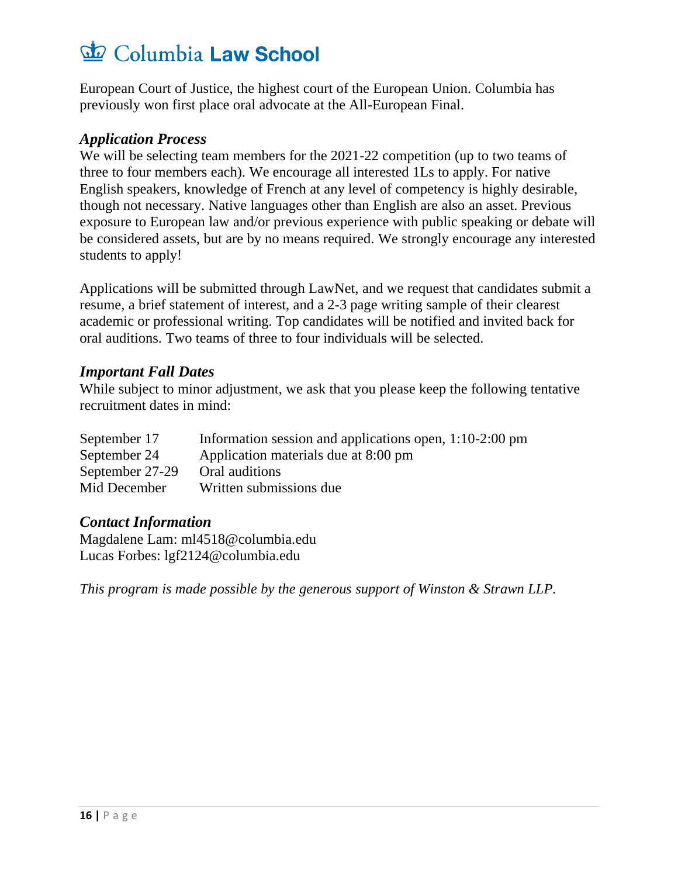European Court of Justice, the highest court of the European Union. Columbia has previously won first place oral advocate at the All-European Final.

### *Application Process*

We will be selecting team members for the 2021-22 competition (up to two teams of three to four members each). We encourage all interested 1Ls to apply. For native English speakers, knowledge of French at any level of competency is highly desirable, though not necessary. Native languages other than English are also an asset. Previous exposure to European law and/or previous experience with public speaking or debate will be considered assets, but are by no means required. We strongly encourage any interested students to apply!

Applications will be submitted through LawNet, and we request that candidates submit a resume, a brief statement of interest, and a 2-3 page writing sample of their clearest academic or professional writing. Top candidates will be notified and invited back for oral auditions. Two teams of three to four individuals will be selected.

### *Important Fall Dates*

While subject to minor adjustment, we ask that you please keep the following tentative recruitment dates in mind:

| | |
|---|---|
| September 17 | Information session and applications open, 1:10-2:00 pm |
| September 24 | Application materials due at 8:00 pm |
| September 27-29 | Oral auditions |
| Mid December | Written submissions due |

### *Contact Information*

Magdalene Lam: ml4518@columbia.edu
Lucas Forbes: lgf2124@columbia.edu

*This program is made possible by the generous support of Winston & Strawn LLP.*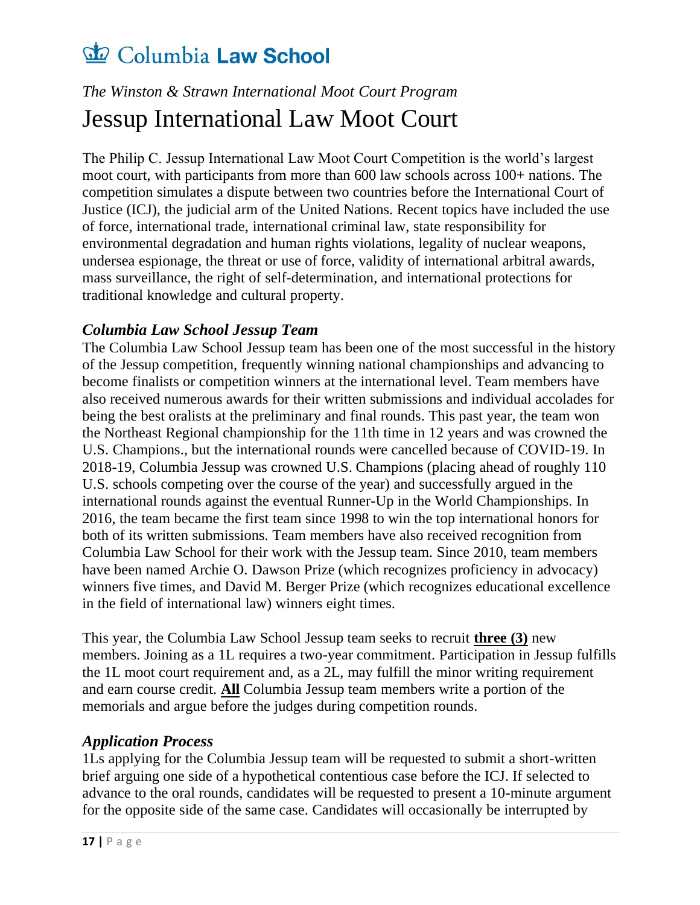# Columbia Law School

*The Winston & Strawn International Moot Court Program*

## Jessup International Law Moot Court

The Philip C. Jessup International Law Moot Court Competition is the world's largest moot court, with participants from more than 600 law schools across 100+ nations. The competition simulates a dispute between two countries before the International Court of Justice (ICJ), the judicial arm of the United Nations. Recent topics have included the use of force, international trade, international criminal law, state responsibility for environmental degradation and human rights violations, legality of nuclear weapons, undersea espionage, the threat or use of force, validity of international arbitral awards, mass surveillance, the right of self-determination, and international protections for traditional knowledge and cultural property.

### *Columbia Law School Jessup Team*

The Columbia Law School Jessup team has been one of the most successful in the history of the Jessup competition, frequently winning national championships and advancing to become finalists or competition winners at the international level. Team members have also received numerous awards for their written submissions and individual accolades for being the best oralists at the preliminary and final rounds. This past year, the team won the Northeast Regional championship for the 11th time in 12 years and was crowned the U.S. Champions., but the international rounds were cancelled because of COVID-19. In 2018-19, Columbia Jessup was crowned U.S. Champions (placing ahead of roughly 110 U.S. schools competing over the course of the year) and successfully argued in the international rounds against the eventual Runner-Up in the World Championships. In 2016, the team became the first team since 1998 to win the top international honors for both of its written submissions. Team members have also received recognition from Columbia Law School for their work with the Jessup team. Since 2010, team members have been named Archie O. Dawson Prize (which recognizes proficiency in advocacy) winners five times, and David M. Berger Prize (which recognizes educational excellence in the field of international law) winners eight times.

This year, the Columbia Law School Jessup team seeks to recruit **three (3)** new members. Joining as a 1L requires a two-year commitment. Participation in Jessup fulfills the 1L moot court requirement and, as a 2L, may fulfill the minor writing requirement and earn course credit. **All** Columbia Jessup team members write a portion of the memorials and argue before the judges during competition rounds.

### *Application Process*

1Ls applying for the Columbia Jessup team will be requested to submit a short-written brief arguing one side of a hypothetical contentious case before the ICJ. If selected to advance to the oral rounds, candidates will be requested to present a 10-minute argument for the opposite side of the same case. Candidates will occasionally be interrupted by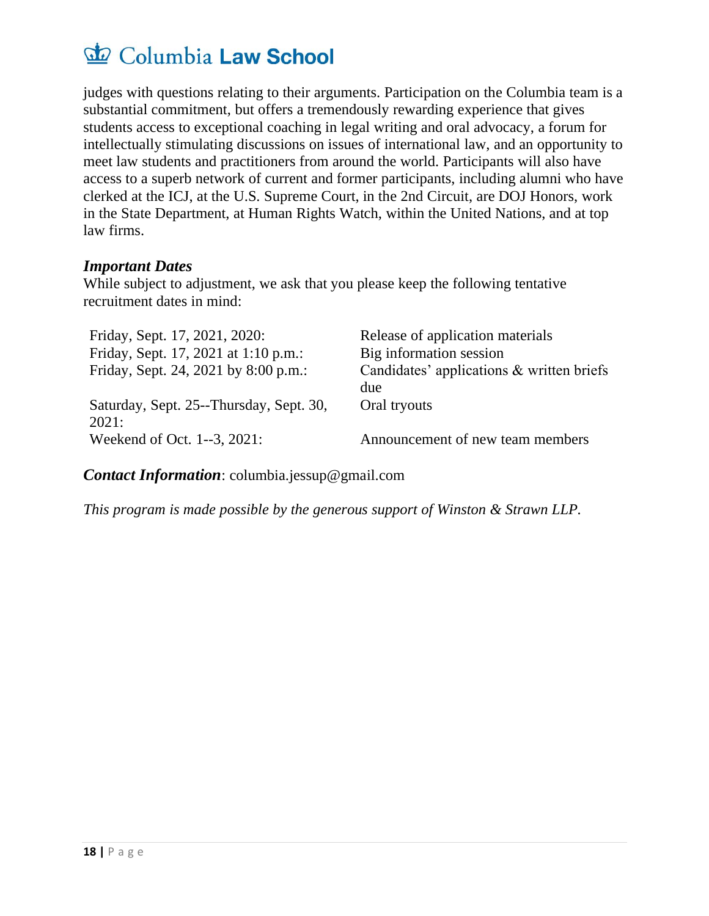judges with questions relating to their arguments. Participation on the Columbia team is a substantial commitment, but offers a tremendously rewarding experience that gives students access to exceptional coaching in legal writing and oral advocacy, a forum for intellectually stimulating discussions on issues of international law, and an opportunity to meet law students and practitioners from around the world. Participants will also have access to a superb network of current and former participants, including alumni who have clerked at the ICJ, at the U.S. Supreme Court, in the 2nd Circuit, are DOJ Honors, work in the State Department, at Human Rights Watch, within the United Nations, and at top law firms.

***Important Dates***

While subject to adjustment, we ask that you please keep the following tentative recruitment dates in mind:

| | |
|---|---|
| Friday, Sept. 17, 2021, 2020: | Release of application materials |
| Friday, Sept. 17, 2021 at 1:10 p.m.: | Big information session |
| Friday, Sept. 24, 2021 by 8:00 p.m.: | Candidates' applications & written briefs due |
| Saturday, Sept. 25--Thursday, Sept. 30, 2021: | Oral tryouts |
| Weekend of Oct. 1--3, 2021: | Announcement of new team members |

***Contact Information***: columbia.jessup@gmail.com

*This program is made possible by the generous support of Winston & Strawn LLP.*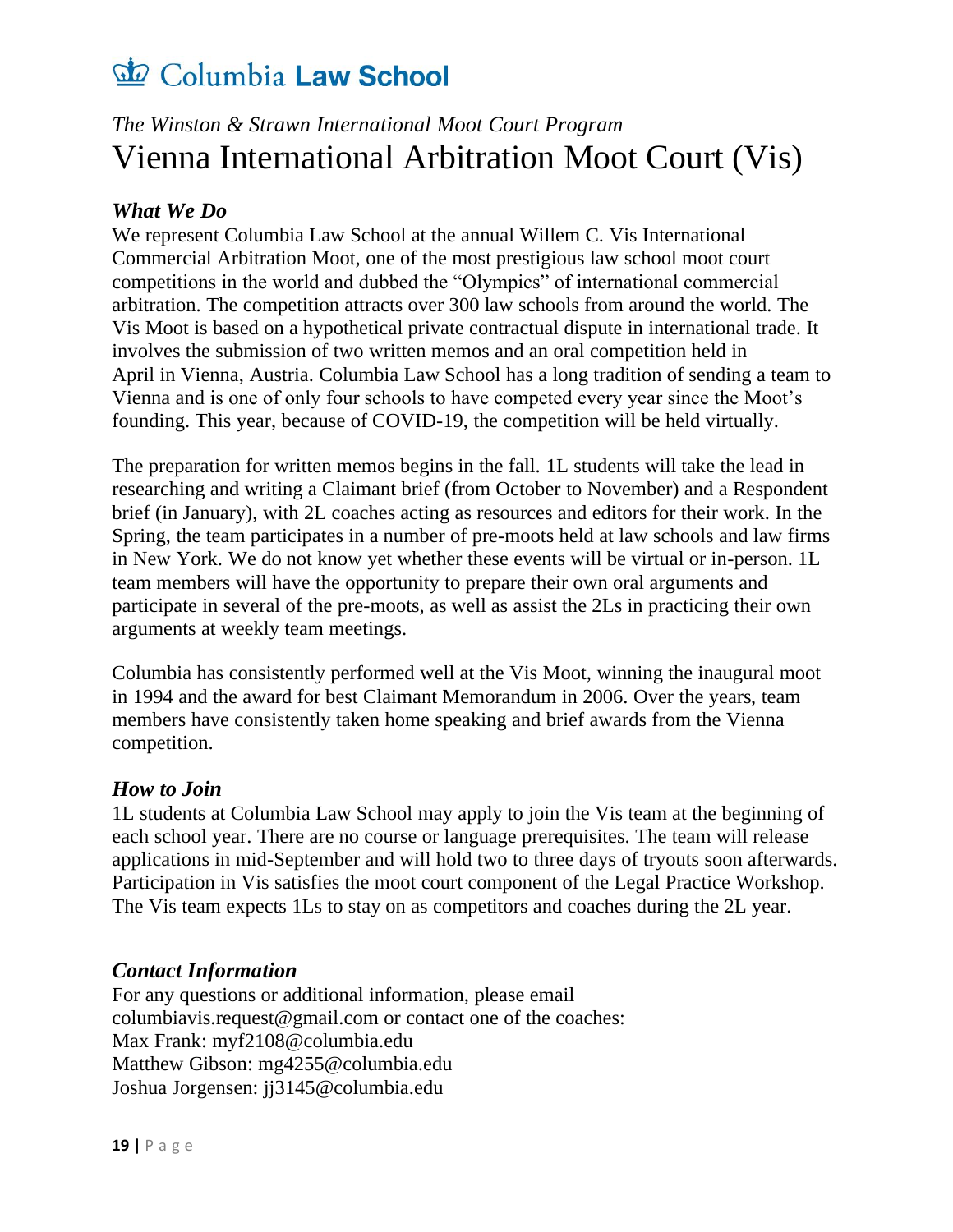Columbia Law School

*The Winston & Strawn International Moot Court Program*

# Vienna International Arbitration Moot Court (Vis)

### *What We Do*

We represent Columbia Law School at the annual Willem C. Vis International Commercial Arbitration Moot, one of the most prestigious law school moot court competitions in the world and dubbed the "Olympics" of international commercial arbitration. The competition attracts over 300 law schools from around the world. The Vis Moot is based on a hypothetical private contractual dispute in international trade. It involves the submission of two written memos and an oral competition held in April in Vienna, Austria. Columbia Law School has a long tradition of sending a team to Vienna and is one of only four schools to have competed every year since the Moot's founding. This year, because of COVID-19, the competition will be held virtually.

The preparation for written memos begins in the fall. 1L students will take the lead in researching and writing a Claimant brief (from October to November) and a Respondent brief (in January), with 2L coaches acting as resources and editors for their work. In the Spring, the team participates in a number of pre-moots held at law schools and law firms in New York. We do not know yet whether these events will be virtual or in-person. 1L team members will have the opportunity to prepare their own oral arguments and participate in several of the pre-moots, as well as assist the 2Ls in practicing their own arguments at weekly team meetings.

Columbia has consistently performed well at the Vis Moot, winning the inaugural moot in 1994 and the award for best Claimant Memorandum in 2006. Over the years, team members have consistently taken home speaking and brief awards from the Vienna competition.

### *How to Join*

1L students at Columbia Law School may apply to join the Vis team at the beginning of each school year. There are no course or language prerequisites. The team will release applications in mid-September and will hold two to three days of tryouts soon afterwards. Participation in Vis satisfies the moot court component of the Legal Practice Workshop. The Vis team expects 1Ls to stay on as competitors and coaches during the 2L year.

### *Contact Information*

For any questions or additional information, please email columbiavis.request@gmail.com or contact one of the coaches:
Max Frank: myf2108@columbia.edu
Matthew Gibson: mg4255@columbia.edu
Joshua Jorgensen: jj3145@columbia.edu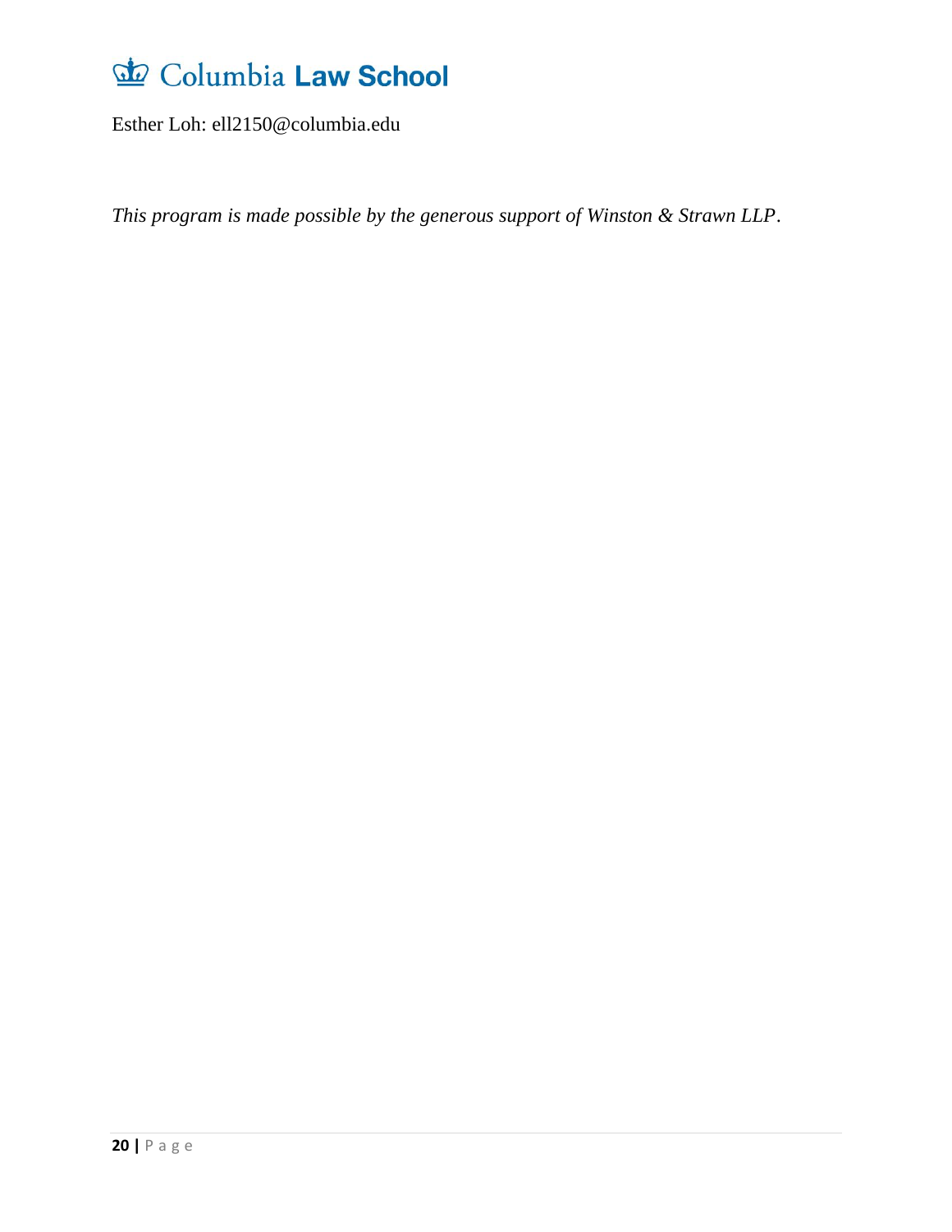Esther Loh: ell2150@columbia.edu

*This program is made possible by the generous support of Winston & Strawn LLP*.